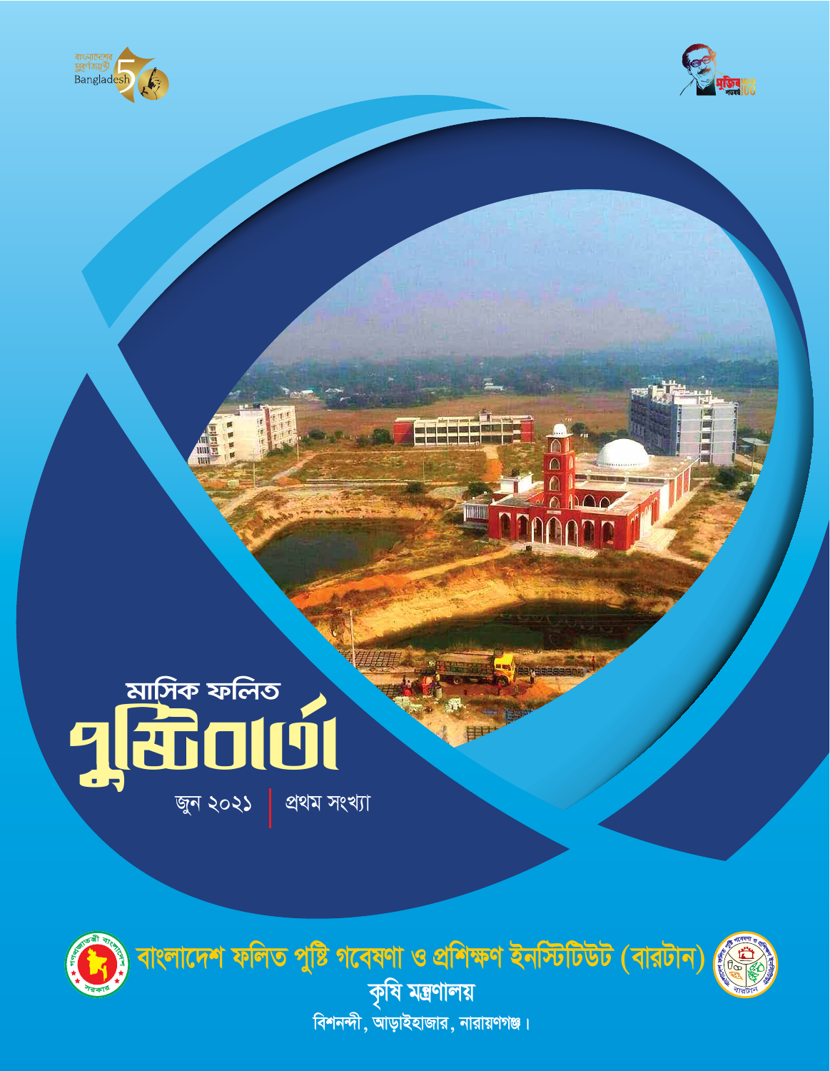মাসিক ফলিত

# পুষ্টিবার্তা

জুন ২০২১ | প্রথম সংখ্যা

## বাংলাদেশ ফলিত পুষ্টি গবেষণা ও প্রশিক্ষণ ইনস্টিটিউট (বারটান)

### কৃষি মন্ত্রণালয়

বিশনন্দী, আড়াইহাজার, নারায়ণগঞ্জ।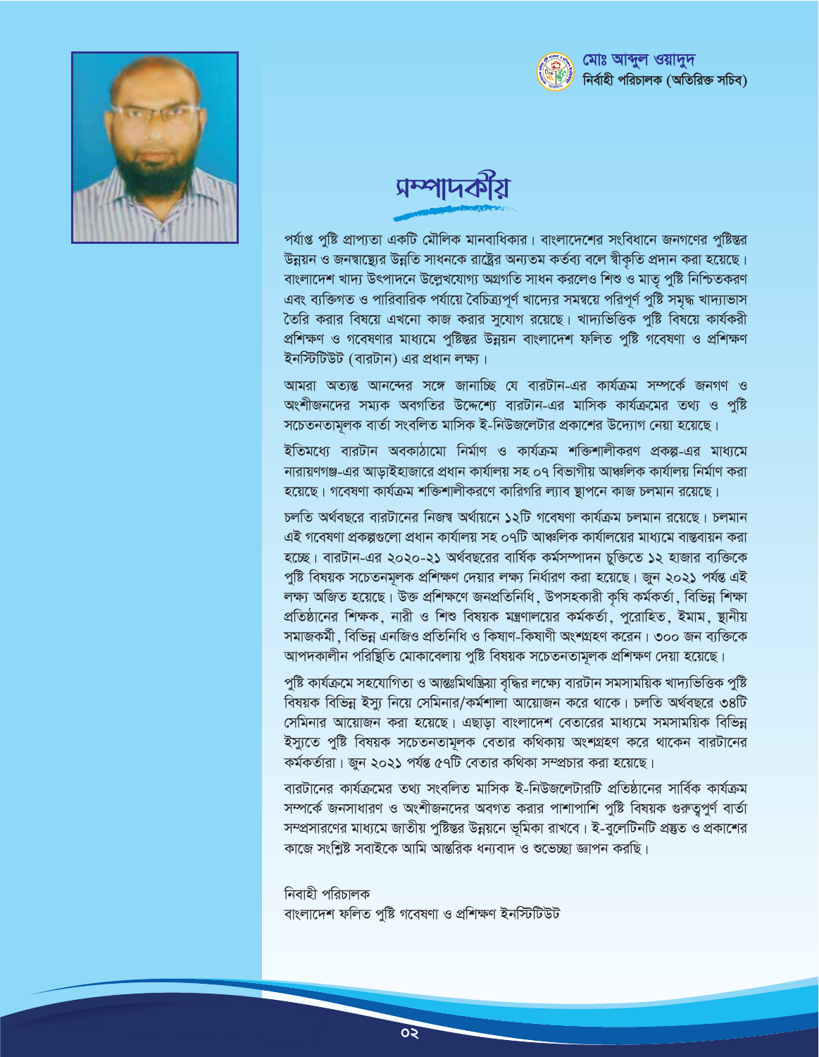**মোঃ আব্দুল ওয়াদুদ**
**নির্বাহী পরিচালক (অতিরিক্ত সচিব)**

# সম্পাদকীয়

পর্যাপ্ত পুষ্টি প্রাপ্যতা একটি মৌলিক মানবাধিকার। বাংলাদেশের সংবিধানে জনগণের পুষ্টিস্তর উন্নয়ন ও জনস্বাস্থ্যের উন্নতি সাধনকে রাষ্ট্রের অন্যতম কর্তব্য বলে স্বীকৃতি প্রদান করা হয়েছে। বাংলাদেশ খাদ্য উৎপাদনে উল্লেখযোগ্য অগ্রগতি সাধন করলেও শিশু ও মাতৃ পুষ্টি নিশ্চিতকরণ এবং ব্যক্তিগত ও পারিবারিক পর্যায়ে বৈচিত্র্যপূর্ণ খাদ্যের সমন্বয়ে পরিপূর্ণ পুষ্টি সমৃদ্ধ খাদ্যাভাস তৈরি করার বিষয়ে এখনো কাজ করার সুযোগ রয়েছে। খাদ্যভিত্তিক পুষ্টি বিষয়ে কার্যকরী প্রশিক্ষণ ও গবেষণার মাধ্যমে পুষ্টিস্তর উন্নয়ন বাংলাদেশ ফলিত পুষ্টি গবেষণা ও প্রশিক্ষণ ইনস্টিটিউট (বারটান) এর প্রধান লক্ষ্য।

আমরা অত্যন্ত আনন্দের সঙ্গে জানাচ্ছি যে বারটান-এর কার্যক্রম সম্পর্কে জনগণ ও অংশীজনদের সম্যক অবগতির উদ্দেশ্যে বারটান-এর মাসিক কার্যক্রমের তথ্য ও পুষ্টি সচেতনতামূলক বার্তা সংবলিত মাসিক ই-নিউজলেটার প্রকাশের উদ্যোগ নেয়া হয়েছে।

ইতিমধ্যে বারটান অবকাঠামো নির্মাণ ও কার্যক্রম শক্তিশালীকরণ প্রকল্প-এর মাধ্যমে নারায়ণগঞ্জ-এর আড়াইহাজারে প্রধান কার্যালয় সহ ০৭ বিভাগীয় আঞ্চলিক কার্যালয় নির্মাণ করা হয়েছে। গবেষণা কার্যক্রম শক্তিশালীকরণে কারিগরি ল্যাব স্থাপনে কাজ চলমান রয়েছে।

চলতি অর্থবছরে বারটানের নিজস্ব অর্থায়নে ১২টি গবেষণা কার্যক্রম চলমান রয়েছে। চলমান এই গবেষণা প্রকল্পগুলো প্রধান কার্যালয় সহ ০৭টি আঞ্চলিক কার্যালয়ের মাধ্যমে বাস্তবায়ন করা হচ্ছে। বারটান-এর ২০২০-২১ অর্থবছরের বার্ষিক কর্মসম্পাদন চুক্তিতে ১২ হাজার ব্যক্তিকে পুষ্টি বিষয়ক সচেতনমূলক প্রশিক্ষণ দেয়ার লক্ষ্য নির্ধারণ করা হয়েছে। জুন ২০২১ পর্যন্ত এই লক্ষ্য অর্জিত হয়েছে। উক্ত প্রশিক্ষণে জনপ্রতিনিধি, উপসহকারী কৃষি কর্মকর্তা, বিভিন্ন শিক্ষা প্রতিষ্ঠানের শিক্ষক, নারী ও শিশু বিষয়ক মন্ত্রণালয়ের কর্মকর্তা, পুরোহিত, ইমাম, স্থানীয় সমাজকর্মী, বিভিন্ন এনজিও প্রতিনিধি ও কিষাণ-কিষাণী অংশগ্রহণ করেন। ৩০০ জন ব্যক্তিকে আপদকালীন পরিস্থিতি মোকাবেলায় পুষ্টি বিষয়ক সচেতনতামূলক প্রশিক্ষণ দেয়া হয়েছে।

পুষ্টি কার্যক্রমে সহযোগিতা ও আন্তঃমিথস্ক্রিয়া বৃদ্ধির লক্ষ্যে বারটান সমসাময়িক খাদ্যভিত্তিক পুষ্টি বিষয়ক বিভিন্ন ইস্যু নিয়ে সেমিনার/কর্মশালা আয়োজন করে থাকে। চলতি অর্থবছরে ৩৪টি সেমিনার আয়োজন করা হয়েছে। এছাড়া বাংলাদেশ বেতারের মাধ্যমে সমসাময়িক বিভিন্ন ইস্যুতে পুষ্টি বিষয়ক সচেতনতামূলক বেতার কথিকায় অংশগ্রহণ করে থাকেন বারটানের কর্মকর্তারা। জুন ২০২১ পর্যন্ত ৫৭টি বেতার কথিকা সম্প্রচার করা হয়েছে।

বারটানের কার্যক্রমের তথ্য সংবলিত মাসিক ই-নিউজলেটারটি প্রতিষ্ঠানের সার্বিক কার্যক্রম সম্পর্কে জনসাধারণ ও অংশীজনদের অবগত করার পাশাপাশি পুষ্টি বিষয়ক গুরুত্বপূর্ণ বার্তা সম্প্রসারণের মাধ্যমে জাতীয় পুষ্টিস্তর উন্নয়নে ভূমিকা রাখবে। ই-বুলেটিনটি প্রস্তুত ও প্রকাশের কাজে সংশ্লিষ্ট সবাইকে আমি আন্তরিক ধন্যবাদ ও শুভেচ্ছা জ্ঞাপন করছি।

নিবাহী পরিচালক
বাংলাদেশ ফলিত পুষ্টি গবেষণা ও প্রশিক্ষণ ইনস্টিটিউট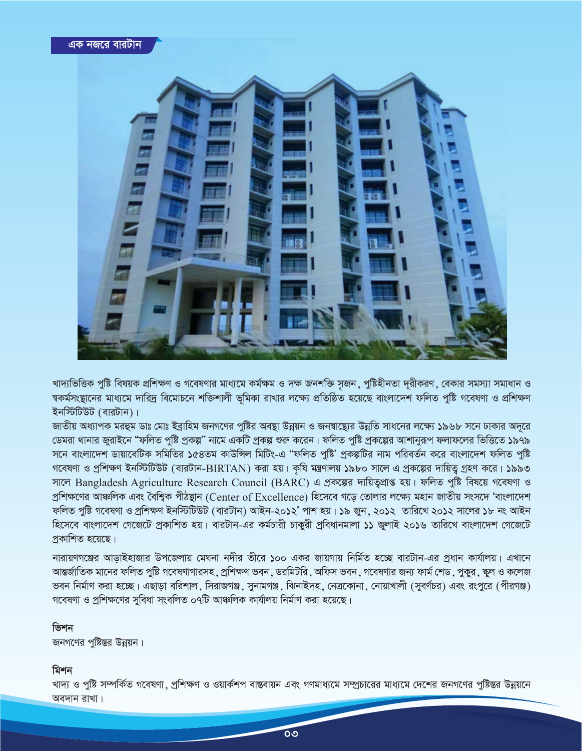## এক নজরে বারটান

খাদ্যভিত্তিক পুষ্টি বিষয়ক প্রশিক্ষণ ও গবেষণার মাধ্যমে কর্মক্ষম ও দক্ষ জনশক্তি সৃজন, পুষ্টিহীনতা দূরীকরণ, বেকার সমস্যা সমাধান ও স্বকর্মসংস্থানের মাধ্যমে দারিদ্র বিমোচনে শক্তিশালী ভূমিকা রাখার লক্ষ্যে প্রতিষ্ঠিত হয়েছে বাংলাদেশ ফলিত পুষ্টি গবেষণা ও প্রশিক্ষণ ইনস্টিটিউট (বারটান)।

জাতীয় অধ্যাপক মরহুম ডাঃ মোঃ ইব্রাহিম জনগণের পুষ্টির অবস্থা উন্নয়ন ও জনস্বাস্থ্যের উন্নতি সাধনের লক্ষ্যে ১৯৬৮ সনে ঢাকার অদূরে ডেমরা থানার জুরাইনে "ফলিত পুষ্টি প্রকল্প" নামে একটি প্রকল্প শুরু করেন। ফলিত পুষ্টি প্রকল্পের আশানুরূপ ফলাফলের ভিত্তিতে ১৯৭৯ সনে বাংলাদেশ ডায়াবেটিক সমিতির ১৫৪তম কাউন্সিল মিটিং-এ "ফলিত পুষ্টি' প্রকল্পটির নাম পরিবর্তন করে বাংলাদেশ ফলিত পুষ্টি গবেষণা ও প্রশিক্ষণ ইনস্টিটিউট (বারটান-BIRTAN) করা হয়। কৃষি মন্ত্রণালয় ১৯৮০ সালে এ প্রকল্পের দায়িত্ব গ্রহণ করে। ১৯৯৩ সালে Bangladesh Agriculture Research Council (BARC) এ প্রকল্পের দায়িত্বপ্রাপ্ত হয়। ফলিত পুষ্টি বিষয়ে গবেষণা ও প্রশিক্ষণের আঞ্চলিক এবং বৈশ্বিক পীঠস্থান (Center of Excellence) হিসেবে গড়ে তোলার লক্ষ্যে মহান জাতীয় সংসদে 'বাংলাদেশ ফলিত পুষ্টি গবেষণা ও প্রশিক্ষণ ইনস্টিটিউট (বারটান) আইন-২০১২' পাশ হয়। ১৯ জুন, ২০১২ তারিখে ২০১২ সালের ১৮ নং আইন হিসেবে বাংলাদেশ গেজেটে প্রকাশিত হয়। বারটান-এর কর্মচারী চাকুরী প্রবিধানমালা ১১ জুলাই ২০১৬ তারিখে বাংলাদেশ গেজেটে প্রকাশিত হয়েছে।

নারায়ণগঞ্জের আড়াইহাজার উপজেলায় মেঘনা নদীর তীরে ১০০ একর জায়গায় নির্মিত হচ্ছে বারটান-এর প্রধান কার্যালয়। এখানে আন্তর্জাতিক মানের ফলিত পুষ্টি গবেষণাগারসহ, প্রশিক্ষণ ভবন, ডরমিটরি, অফিস ভবন, গবেষণার জন্য ফার্ম শেড, পুকুর, স্কুল ও কলেজ ভবন নির্মাণ করা হচ্ছে। এছাড়া বরিশাল, সিরাজগঞ্জ, সুনামগঞ্জ, ঝিনাইদহ, নেত্রকোনা, নোয়াখালী (সুবর্ণচর) এবং রংপুরে (পীরগঞ্জ) গবেষণা ও প্রশিক্ষণের সুবিধা সংবলিত ০৭টি আঞ্চলিক কার্যালয় নির্মাণ করা হয়েছে।

### ভিশন

জনগণের পুষ্টিস্তর উন্নয়ন।

### মিশন

খাদ্য ও পুষ্টি সম্পর্কিত গবেষণা, প্রশিক্ষণ ও ওয়ার্কশপ বাস্তবায়ন এবং গণমাধ্যমে সম্প্রচারের মাধ্যমে দেশের জনগণের পুষ্টিস্তর উন্নয়নে অবদান রাখা।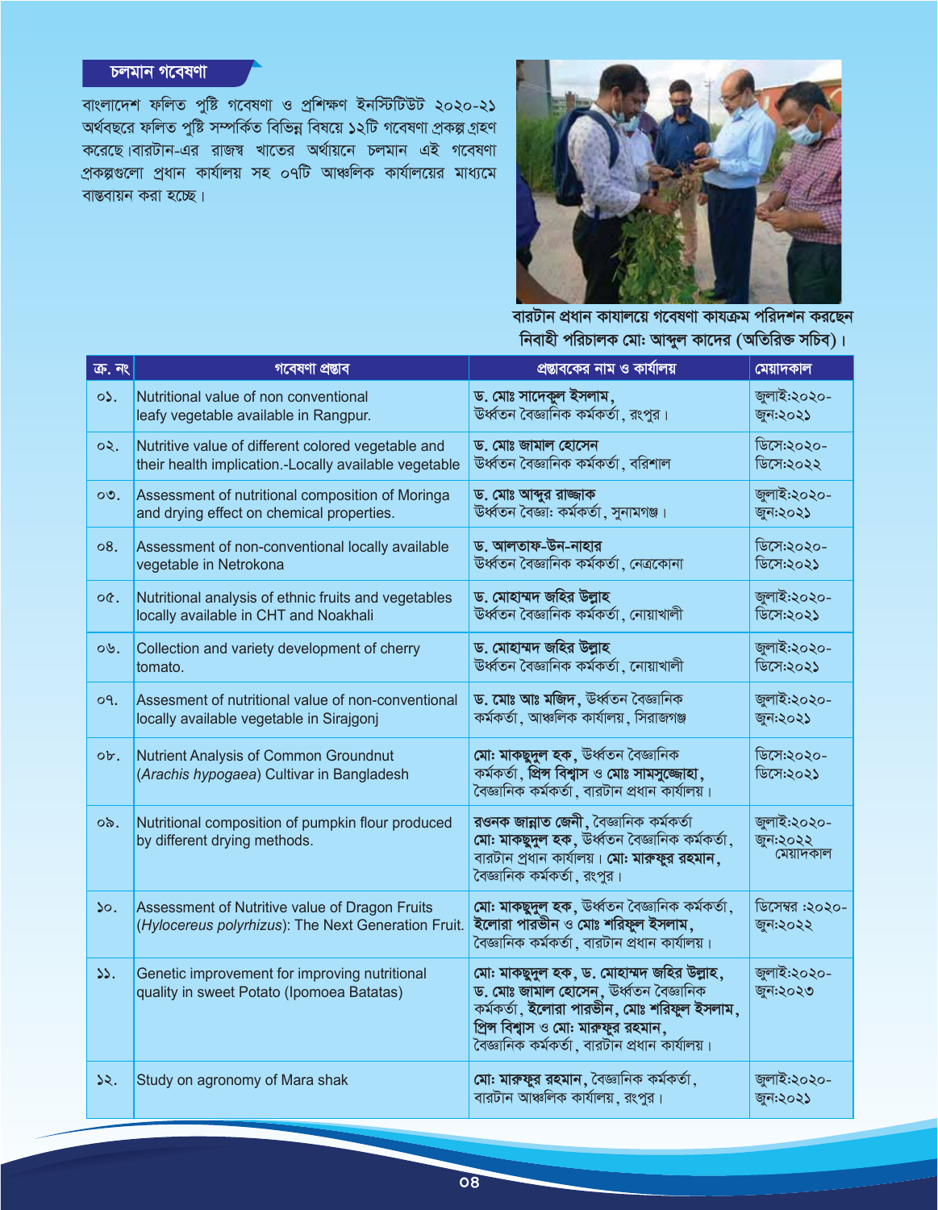## চলমান গবেষণা

বাংলাদেশ ফলিত পুষ্টি গবেষণা ও প্রশিক্ষণ ইনস্টিটিউট ২০২০-২১ অর্থবছরে ফলিত পুষ্টি সম্পর্কিত বিভিন্ন বিষয়ে ১২টি গবেষণা প্রকল্প গ্রহণ করেছে।বারটান-এর রাজস্ব খাতের অর্থায়নে চলমান এই গবেষণা প্রকল্পগুলো প্রধান কার্যালয় সহ ০৭টি আঞ্চলিক কার্যালয়ের মাধ্যমে বাস্তবায়ন করা হচ্ছে।

বারটান প্রধান কাযালয়ে গবেষণা কাযক্রম পরিদশন করছেন নিবাহী পরিচালক মোঃ আব্দুল কাদের (অতিরিক্ত সচিব)।

| ক্র. নং | গবেষণা প্রস্তাব | প্রস্তাবকের নাম ও কার্যালয় | মেয়াদকাল |
|---|---|---|---|
| ০১. | Nutritional value of non conventional leafy vegetable available in Rangpur. | **ড. মোঃ সাদেকুল ইসলাম,** উর্ধ্বতন বৈজ্ঞানিক কর্মকর্তা, রংপুর। | জুলাই:২০২০-জুন:২০২১ |
| ০২. | Nutritive value of different colored vegetable and their health implication.-Locally available vegetable | **ড. মোঃ জামাল হোসেন** উর্ধ্বতন বৈজ্ঞানিক কর্মকর্তা, বরিশাল | ডিসে:২০২০-ডিসে:২০২২ |
| ০৩. | Assessment of nutritional composition of Moringa and drying effect on chemical properties. | **ড. মোঃ আব্দুর রাজ্জাক** উর্ধ্বতন বৈজ্ঞা: কর্মকর্তা, সুনামগঞ্জ। | জুলাই:২০২০-জুন:২০২১ |
| ০৪. | Assessment of non-conventional locally available vegetable in Netrokona | **ড. আলতাফ-উন-নাহার** উর্ধ্বতন বৈজ্ঞানিক কর্মকর্তা, নেত্রকোনা | ডিসে:২০২০-ডিসে:২০২১ |
| ০৫. | Nutritional analysis of ethnic fruits and vegetables locally available in CHT and Noakhali | **ড. মোহাম্মদ জহির উল্লাহ** উর্ধ্বতন বৈজ্ঞানিক কর্মকর্তা, নোয়াখালী | জুলাই:২০২০-ডিসে:২০২১ |
| ০৬. | Collection and variety development of cherry tomato. | **ড. মোহাম্মদ জহির উল্লাহ** উর্ধ্বতন বৈজ্ঞানিক কর্মকর্তা, নোয়াখালী | জুলাই:২০২০-ডিসে:২০২১ |
| ০৭. | Assesment of nutritional value of non-conventional locally available vegetable in Sirajgonj | **ড. মোঃ আঃ মজিদ,** উর্ধ্বতন বৈজ্ঞানিক কর্মকর্তা, আঞ্চলিক কার্যালয়, সিরাজগঞ্জ | জুলাই:২০২০-জুন:২০২১ |
| ০৮. | Nutrient Analysis of Common Groundnut (*Arachis hypogaea*) Cultivar in Bangladesh | **মোঃ মাকছুদুল হক,** উর্ধ্বতন বৈজ্ঞানিক কর্মকর্তা, **প্রিন্স বিশ্বাস** ও **মোঃ সামসুজ্জোহা,** বৈজ্ঞানিক কর্মকর্তা, বারটান প্রধান কার্যালয়। | ডিসে:২০২০-ডিসে:২০২১ |
| ০৯. | Nutritional composition of pumpkin flour produced by different drying methods. | **রওনক জান্নাত জেনী,** বৈজ্ঞানিক কর্মকর্তা **মোঃ মাকছুদুল হক,** উর্ধ্বতন বৈজ্ঞানিক কর্মকর্তা, বারটান প্রধান কার্যালয়। **মোঃ মারুফুর রহমান,** বৈজ্ঞানিক কর্মকর্তা, রংপুর। | জুলাই:২০২০-জুন:২০২২ মেয়াদকাল |
| ১০. | Assessment of Nutritive value of Dragon Fruits (*Hylocereus polyrhizus*): The Next Generation Fruit. | **মোঃ মাকছুদুল হক,** উর্ধ্বতন বৈজ্ঞানিক কর্মকর্তা, **ইলোরা পারভীন** ও **মোঃ শরিফুল ইসলাম,** বৈজ্ঞানিক কর্মকর্তা, বারটান প্রধান কার্যালয়। | ডিসেম্বর :২০২০-জুন:২০২২ |
| ১১. | Genetic improvement for improving nutritional quality in sweet Potato (Ipomoea Batatas) | **মোঃ মাকছুদুল হক, ড. মোহাম্মদ জহির উল্লাহ, ড. মোঃ জামাল হোসেন,** উর্ধ্বতন বৈজ্ঞানিক কর্মকর্তা, **ইলোরা পারভীন, মোঃ শরিফুল ইসলাম, প্রিন্স বিশ্বাস** ও **মোঃ মারুফুর রহমান,** বৈজ্ঞানিক কর্মকর্তা, বারটান প্রধান কার্যালয়। | জুলাই:২০২০-জুন:২০২৩ |
| ১২. | Study on agronomy of Mara shak | **মোঃ মারুফুর রহমান,** বৈজ্ঞানিক কর্মকর্তা, বারটান আঞ্চলিক কার্যালয়, রংপুর। | জুলাই:২০২০-জুন:২০২১ |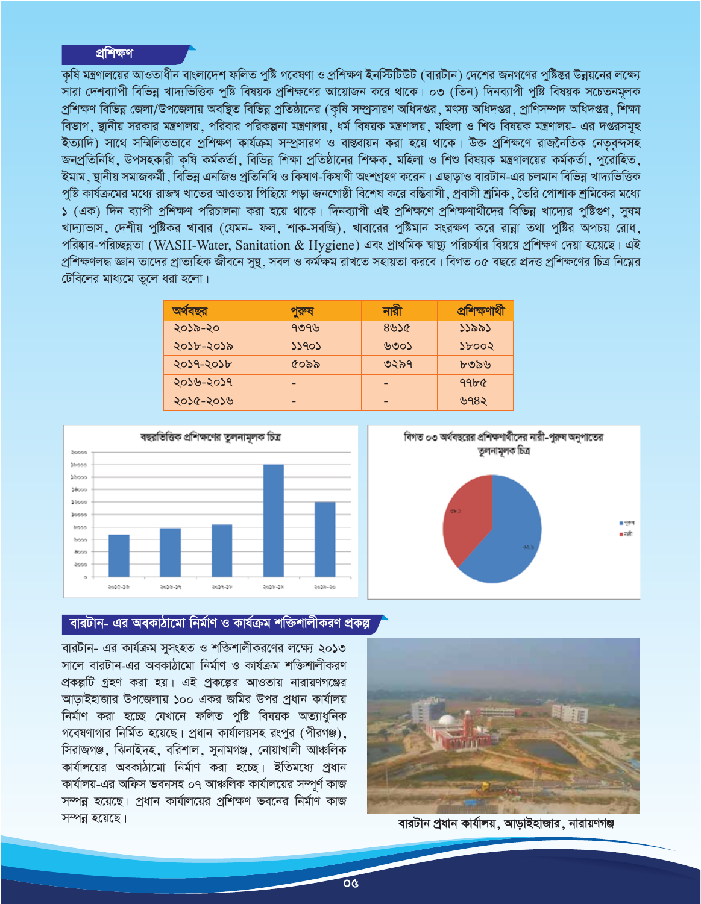## প্রশিক্ষণ

কৃষি মন্ত্রণালয়ের আওতাধীন বাংলাদেশ ফলিত পুষ্টি গবেষণা ও প্রশিক্ষণ ইনস্টিটিউট (বারটান) দেশের জনগণের পুষ্টিস্তর উন্নয়নের লক্ষ্যে সারা দেশব্যাপী বিভিন্ন খাদ্যভিত্তিক পুষ্টি বিষয়ক প্রশিক্ষণের আয়োজন করে থাকে। ০৩ (তিন) দিনব্যাপী পুষ্টি বিষয়ক সচেতনমূলক প্রশিক্ষণ বিভিন্ন জেলা/উপজেলায় অবস্থিত বিভিন্ন প্রতিষ্ঠানের (কৃষি সম্প্রসারণ অধিদপ্তর, মৎস্য অধিদপ্তর, প্রাণিসম্পদ অধিদপ্তর, শিক্ষা বিভাগ, স্থানীয় সরকার মন্ত্রণালয়, পরিবার পরিকল্পনা মন্ত্রণালয়, ধর্ম বিষয়ক মন্ত্রণালয়, মহিলা ও শিশু বিষয়ক মন্ত্রণালয়- এর দপ্তরসমূহ ইত্যাদি) সাথে সম্মিলিতভাবে প্রশিক্ষণ কার্যক্রম সম্প্রসারণ ও বাস্তবায়ন করা হয়ে থাকে। উক্ত প্রশিক্ষণে রাজনৈতিক নেতৃবৃন্দসহ জনপ্রতিনিধি, উপসহকারী কৃষি কর্মকর্তা, বিভিন্ন শিক্ষা প্রতিষ্ঠানের শিক্ষক, মহিলা ও শিশু বিষয়ক মন্ত্রণালয়ের কর্মকর্তা, পুরোহিত, ইমাম, স্থানীয় সমাজকর্মী, বিভিন্ন এনজিও প্রতিনিধি ও কিষাণ-কিষাণী অংশগ্রহণ করেন। এছাড়াও বারটান-এর চলমান বিভিন্ন খাদ্যভিত্তিক পুষ্টি কার্যক্রমের মধ্যে রাজস্ব খাতের আওতায় পিছিয়ে পড়া জনগোষ্ঠী বিশেষ করে বস্তিবাসী, প্রবাসী শ্রমিক, তৈরি পোশাক শ্রমিকের মধ্যে ১ (এক) দিন ব্যাপী প্রশিক্ষণ পরিচালনা করা হয়ে থাকে। দিনব্যাপী এই প্রশিক্ষণে প্রশিক্ষণার্থীদের বিভিন্ন খাদ্যের পুষ্টিগুণ, সুষম খাদ্যাভাস, দেশীয় পুষ্টিকর খাবার (যেমন- ফল, শাক-সবজি), খাবারের পুষ্টিমান সংরক্ষণ করে রান্না তথা পুষ্টির অপচয় রোধ, পরিষ্কার-পরিচ্ছন্নতা (WASH-Water, Sanitation & Hygiene) এবং প্রাথমিক স্বাস্থ্য পরিচর্যার বিয়য়ে প্রশিক্ষণ দেয়া হয়েছে। এই প্রশিক্ষণলব্ধ জ্ঞান তাদের প্রাত্যহিক জীবনে সুস্থ, সবল ও কর্মক্ষম রাখতে সহায়তা করবে। বিগত ০৫ বছরে প্রদত্ত প্রশিক্ষণের চিত্র নিম্নের টেবিলের মাধ্যমে তুলে ধরা হলো।

| অর্থবছর | পুরুষ | নারী | প্রশিক্ষণার্থী |
|---|---|---|---|
| ২০১৯-২০ | ৭৩৭৬ | ৪৬১৫ | ১১৯৯১ |
| ২০১৮-২০১৯ | ১১৭০১ | ৬৩০১ | ১৮০০২ |
| ২০১৭-২০১৮ | ৫০৯৯ | ৩২৯৭ | ৮৩৯৬ |
| ২০১৬-২০১৭ | - | - | ৭৭৮৫ |
| ২০১৫-২০১৬ | - | - | ৬৭৪২ |

বছরভিত্তিক প্রশিক্ষণের তুলনামূলক চিত্র

বিগত ০৩ অর্থবছরের প্রশিক্ষণার্থীদের নারী-পুরুষ অনুপাতের তুলনামূলক চিত্র

## বারটান- এর অবকাঠামো নির্মাণ ও কার্যক্রম শক্তিশালীকরণ প্রকল্প

বারটান- এর কার্যক্রম সুসংহত ও শক্তিশালীকরণের লক্ষ্যে ২০১৩ সালে বারটান-এর অবকাঠামো নির্মাণ ও কার্যক্রম শক্তিশালীকরণ প্রকল্পটি গ্রহণ করা হয়। এই প্রকল্পের আওতায় নারায়ণগঞ্জের আড়াইহাজার উপজেলায় ১০০ একর জমির উপর প্রধান কার্যালয় নির্মাণ করা হচ্ছে যেখানে ফলিত পুষ্টি বিষয়ক অত্যাধুনিক গবেষণাগার নির্মিত হয়েছে। প্রধান কার্যালয়সহ রংপুর (পীরগঞ্জ), সিরাজগঞ্জ, ঝিনাইদহ, বরিশাল, সুনামগঞ্জ, নোয়াখালী আঞ্চলিক কার্যালয়ের অবকাঠামো নির্মাণ করা হচ্ছে। ইতিমধ্যে প্রধান কার্যালয়-এর অফিস ভবনসহ ০৭ আঞ্চলিক কার্যালয়ের সম্পূর্ণ কাজ সম্পন্ন হয়েছে। প্রধান কার্যালয়ের প্রশিক্ষণ ভবনের নির্মাণ কাজ সম্পন্ন হয়েছে।

বারটান প্রধান কার্যালয়, আড়াইহাজার, নারায়ণগঞ্জ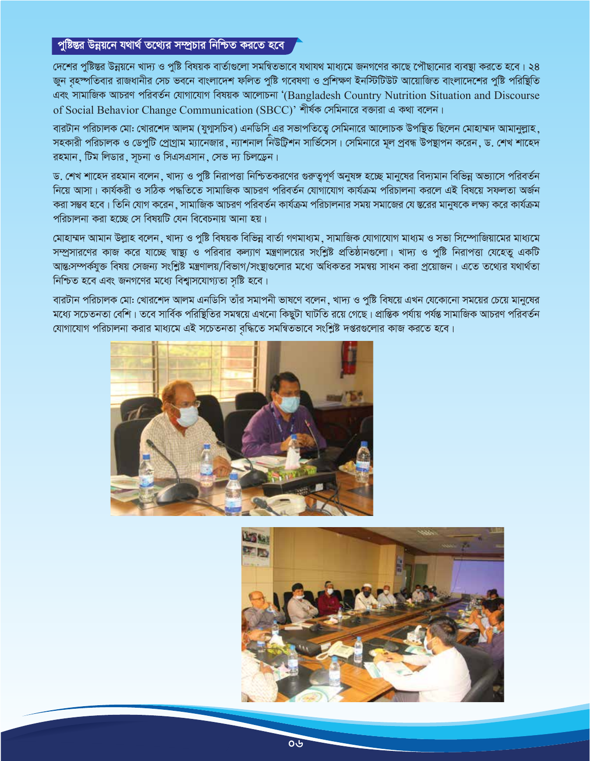## পুষ্টিস্তর উন্নয়নে যথার্থ তথ্যের সম্প্রচার নিশ্চিত করতে হবে

দেশের পুষ্টিস্তর উন্নয়নে খাদ্য ও পুষ্টি বিষয়ক বার্তাগুলো সমন্বিতভাবে যথাযথ মাধ্যমে জনগণের কাছে পৌছানোর ব্যবস্থা করতে হবে। ২৪ জুন বৃহস্পতিবার রাজধানীর সেচ ভবনে বাংলাদেশ ফলিত পুষ্টি গবেষণা ও প্রশিক্ষণ ইনস্টিটিউট আয়োজিত বাংলাদেশের পুষ্টি পরিস্থিতি এবং সামাজিক আচরণ পরিবর্তন যোগাযোগ বিষয়ক আলোচনা 'Bangladesh Country Nutrition Situation and Discourse of Social Behavior Change Communication (SBCC)' শীর্ষক সেমিনারে বক্তারা এ কথা বলেন।

বারটান পরিচালক মো: খোরশেদ আলম (যুগ্মসচিব) এনডিসি এর সভাপতিত্বে সেমিনারে আলোচক উপস্থিত ছিলেন মোহাম্মদ আমানুল্লাহ, সহকারী পরিচালক ও ডেপুটি প্রোগ্রাম ম্যানেজার, ন্যাশনাল নিউট্রিশন সার্ভিসেস। সেমিনারে মূল প্রবন্ধ উপস্থাপন করেন, ড. শেখ শাহেদ রহমান, টিম লিডার, সূচনা ও সিএসএসান, সেভ দ্য চিলড্রেন।

ড. শেখ শাহেদ রহমান বলেন, খাদ্য ও পুষ্টি নিরাপত্তা নিশ্চিতকরণের গুরুত্বপূর্ণ অনুষঙ্গ হচ্ছে মানুষের বিদ্যমান বিভিন্ন অভ্যাসে পরিবর্তন নিয়ে আসা। কার্যকরী ও সঠিক পদ্ধতিতে সামাজিক আচরণ পরিবর্তন যোগাযোগ কার্যক্রম পরিচালনা করলে এই বিষয়ে সফলতা অর্জন করা সম্ভব হবে। তিনি যোগ করেন, সামাজিক আচরণ পরিবর্তন কার্যক্রম পরিচালনার সময় সমাজের যে স্তরের মানুষকে লক্ষ্য করে কার্যক্রম পরিচালনা করা হচ্ছে সে বিষয়টি যেন বিবেচনায় আনা হয়।

মোহাম্মদ আমান উল্লাহ বলেন, খাদ্য ও পুষ্টি বিষয়ক বিভিন্ন বার্তা গণমাধ্যম, সামাজিক যোগাযোগ মাধ্যম ও সভা সিম্পোজিয়ামের মাধ্যমে সম্প্রসারণের কাজ করে যাচ্ছে স্বাস্থ্য ও পরিবার কল্যাণ মন্ত্রণালয়ের সংশ্লিষ্ট প্রতিষ্ঠানগুলো। খাদ্য ও পুষ্টি নিরাপত্তা যেহেতু একটি আন্তঃসম্পর্কযুক্ত বিষয় সেজন্য সংশ্লিষ্ট মন্ত্রণালয়/বিভাগ/সংস্থাগুলোর মধ্যে অধিকতর সমন্বয় সাধন করা প্রয়োজন। এতে তথ্যের যথার্থতা নিশ্চিত হবে এবং জনগণের মধ্যে বিশ্বাসযোগ্যতা সৃষ্টি হবে।

বারটান পরিচালক মো: খোরশেদ আলম এনডিসি তাঁর সমাপনী ভাষণে বলেন, খাদ্য ও পুষ্টি বিষয়ে এখন যেকোনো সময়ের চেয়ে মানুষের মধ্যে সচেতনতা বেশি। তবে সার্বিক পরিস্থিতির সমন্বয়ে এখনো কিছুটা ঘাটতি রয়ে গেছে। প্রান্তিক পর্যায় পর্যন্ত সামাজিক আচরণ পরিবর্তন যোগাযোগ পরিচালনা করার মাধ্যমে এই সচেতনতা বৃদ্ধিতে সমন্বিতভাবে সংশ্লিষ্ট দপ্তরগুলোর কাজ করতে হবে।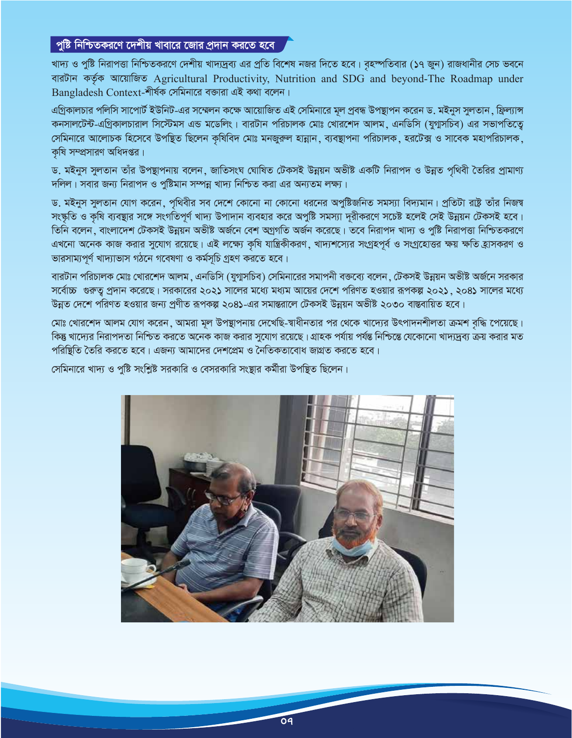## পুষ্টি নিশ্চিতকরণে দেশীয় খাবারে জোর প্রদান করতে হবে

খাদ্য ও পুষ্টি নিরাপত্তা নিশ্চিতকরণে দেশীয় খাদ্যদ্রব্য এর প্রতি বিশেষ নজর দিতে হবে। বৃহস্পতিবার (১৭ জুন) রাজধানীর সেচ ভবনে বারটান কর্তৃক আয়োজিত Agricultural Productivity, Nutrition and SDG and beyond-The Roadmap under Bangladesh Context-শীর্ষক সেমিনারে বক্তারা এই কথা বলেন।

এগ্রিকালচার পলিসি সাপোর্ট ইউনিট-এর সম্মেলন কক্ষে আয়োজিত এই সেমিনারে মূল প্রবন্ধ উপস্থাপন করেন ড. মইনুস সুলতান, ফ্রিল্যান্স কনসালটেন্ট-এগ্রিকালচারাল সিস্টেমস এন্ড মডেলিং। বারটান পরিচালক মোঃ খোরশেদ আলম, এনডিসি (যুগ্মসচিব) এর সভাপতিত্বে সেমিনারে আলোচক হিসেবে উপস্থিত ছিলেন কৃষিবিদ মোঃ মনজুরুল হান্নান, ব্যবস্থাপনা পরিচালক, হরটেক্স ও সাবেক মহাপরিচালক, কৃষি সম্প্রসারণ অধিদপ্তর।

ড. মইনুস সুলতান তাঁর উপস্থাপনায় বলেন, জাতিসংঘ ঘোষিত টেকসই উন্নয়ন অভীষ্ট একটি নিরাপদ ও উন্নত পৃথিবী তৈরির প্রামাণ্য দলিল। সবার জন্য নিরাপদ ও পুষ্টিমান সম্পন্ন খাদ্য নিশ্চিত করা এর অন্যতম লক্ষ্য।

ড. মইনুস সুলতান যোগ করেন, পৃথিবীর সব দেশে কোনো না কোনো ধরনের অপুষ্টিজনিত সমস্যা বিদ্যমান। প্রতিটা রাষ্ট্র তাঁর নিজস্ব সংস্কৃতি ও কৃষি ব্যবস্থার সঙ্গে সংগতিপূর্ণ খাদ্য উপাদান ব্যবহার করে অপুষ্টি সমস্যা দূরীকরণে সচেষ্ট হলেই সেই উন্নয়ন টেকসই হবে। তিনি বলেন, বাংলাদেশ টেকসই উন্নয়ন অভীষ্ট অর্জনে বেশ অগ্রগতি অর্জন করেছে। তবে নিরাপদ খাদ্য ও পুষ্টি নিরাপত্তা নিশ্চিতকরণে এখনো অনেক কাজ করার সুযোগ রয়েছে। এই লক্ষ্যে কৃষি যান্ত্রিকীকরণ, খাদ্যশস্যের সংগ্রহপূর্ব ও সংগ্রহোত্তর ক্ষয় ক্ষতি হ্রাসকরণ ও ভারসাম্যপূর্ণ খাদ্যাভাস গঠনে গবেষণা ও কর্মসূচি গ্রহণ করতে হবে।

বারটান পরিচালক মোঃ খোরশেদ আলম, এনডিসি (যুগ্মসচিব) সেমিনারের সমাপনী বক্তব্যে বলেন, টেকসই উন্নয়ন অভীষ্ট অর্জনে সরকার সর্বোচ্চ গুরুত্ব প্রদান করেছে। সরকারের ২০২১ সালের মধ্যে মধ্যম আয়ের দেশে পরিণত হওয়ার রূপকল্প ২০২১, ২০৪১ সালের মধ্যে উন্নত দেশে পরিণত হওয়ার জন্য প্রণীত রূপকল্প ২০৪১-এর সমান্তরালে টেকসই উন্নয়ন অভীষ্ট ২০৩০ বাস্তবায়িত হবে।

মোঃ খোরশেদ আলম যোগ করেন, আমরা মূল উপস্থাপনায় দেখেছি-স্বাধীনতার পর থেকে খাদ্যের উৎপাদনশীলতা ক্রমশ বৃদ্ধি পেয়েছে। কিন্তু খাদ্যের নিরাপদতা নিশ্চিত করতে অনেক কাজ করার সুযোগ রয়েছে। গ্রাহক পর্যায় পর্যন্ত নিশ্চিন্তে যেকোনো খাদ্যদ্রব্য ক্রয় করার মত পরিস্থিতি তৈরি করতে হবে। এজন্য আমাদের দেশপ্রেম ও নৈতিকতাবোধ জাগ্রত করতে হবে।

সেমিনারে খাদ্য ও পুষ্টি সংশ্লিষ্ট সরকারি ও বেসরকারি সংস্থার কর্মীরা উপস্থিত ছিলেন।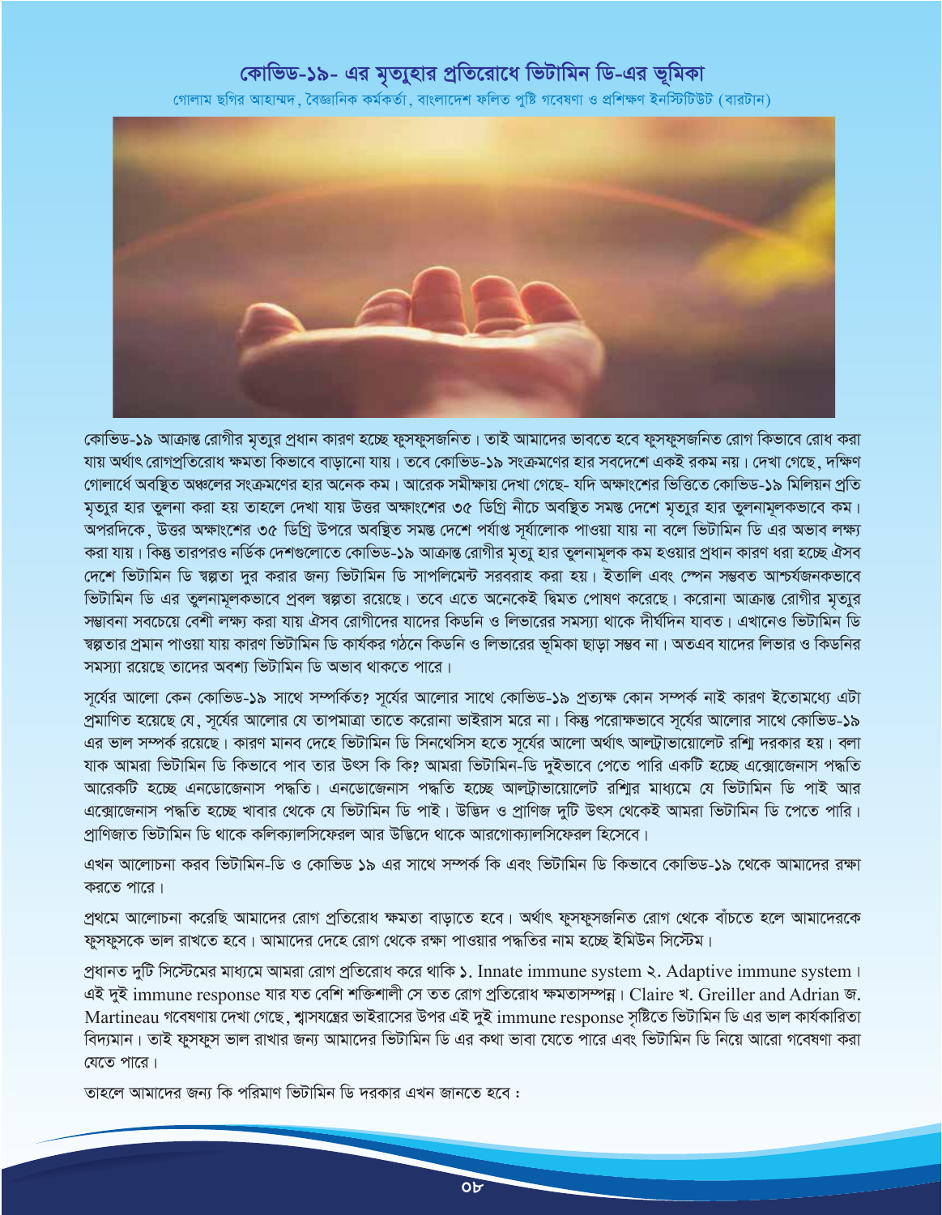# কোভিড-১৯- এর মৃত্যুহার প্রতিরোধে ভিটামিন ডি-এর ভূমিকা

গোলাম ছগির আহাম্মদ, বৈজ্ঞানিক কর্মকর্তা, বাংলাদেশ ফলিত পুষ্টি গবেষণা ও প্রশিক্ষণ ইনস্টিটিউট (বারটান)

কোভিড-১৯ আক্রান্ত রোগীর মৃত্যুর প্রধান কারণ হচ্ছে ফুসফুসজনিত। তাই আমাদের ভাবতে হবে ফুসফুসজনিত রোগ কিভাবে রোধ করা যায় অর্থাৎ রোগপ্রতিরোধ ক্ষমতা কিভাবে বাড়ানো যায়। তবে কোভিড-১৯ সংক্রমণের হার সবদেশে একই রকম নয়। দেখা গেছে, দক্ষিণ গোলার্ধে অবস্থিত অঞ্চলের সংক্রমণের হার অনেক কম। আরেক সমীক্ষায় দেখা গেছে- যদি অক্ষাংশের ভিত্তিতে কোভিড-১৯ মিলিয়ন প্রতি মৃত্যুর হার তুলনা করা হয় তাহলে দেখা যায় উত্তর অক্ষাংশের ৩৫ ডিগ্রি নীচে অবস্থিত সমস্ত দেশে মৃত্যুর হার তুলনামূলকভাবে কম। অপরদিকে, উত্তর অক্ষাংশের ৩৫ ডিগ্রি উপরে অবস্থিত সমস্ত দেশে পর্যাপ্ত সূর্যালোক পাওয়া যায় না বলে ভিটামিন ডি এর অভাব লক্ষ্য করা যায়। কিন্তু তারপরও নর্ডিক দেশগুলোতে কোভিড-১৯ আক্রান্ত রোগীর মৃত্যু হার তুলনামূলক কম হওয়ার প্রধান কারণ ধরা হচ্ছে ঐসব দেশে ভিটামিন ডি স্বল্পতা দুর করার জন্য ভিটামিন ডি সাপলিমেন্ট সরবরাহ করা হয়। ইতালি এবং স্পেন সম্ভবত আশ্চর্যজনকভাবে ভিটামিন ডি এর তুলনামূলকভাবে প্রবল স্বল্পতা রয়েছে। তবে এতে অনেকেই দ্বিমত পোষণ করেছে। করোনা আক্রান্ত রোগীর মৃত্যুর সম্ভাবনা সবচেয়ে বেশী লক্ষ্য করা যায় ঐসব রোগীদের যাদের কিডনি ও লিভারের সমস্যা থাকে দীর্ঘদিন যাবত। এখানেও ভিটামিন ডি স্বল্পতার প্রমান পাওয়া যায় কারণ ভিটামিন ডি কার্যকর গঠনে কিডনি ও লিভারের ভূমিকা ছাড়া সম্ভব না। অতএব যাদের লিভার ও কিডনির সমস্যা রয়েছে তাদের অবশ্য ভিটামিন ডি অভাব থাকতে পারে।

সূর্যের আলো কেন কোভিড-১৯ সাথে সম্পর্কিত? সূর্যের আলোর সাথে কোভিড-১৯ প্রত্যক্ষ কোন সম্পর্ক নাই কারণ ইতোমধ্যে এটা প্রমাণিত হয়েছে যে, সূর্যের আলোর যে তাপমাত্রা তাতে করোনা ভাইরাস মরে না। কিন্তু পরোক্ষভাবে সূর্যের আলোর সাথে কোভিড-১৯ এর ভাল সম্পর্ক রয়েছে। কারণ মানব দেহে ভিটামিন ডি সিনথেসিস হতে সূর্যের আলো অর্থাৎ আল্ট্রাভায়োলেট রশ্মি দরকার হয়। বলা যাক আমরা ভিটামিন ডি কিভাবে পাব তার উৎস কি কি? আমরা ভিটামিন-ডি দুইভাবে পেতে পারি একটি হচ্ছে এক্সোজেনাস পদ্ধতি আরেকটি হচ্ছে এনডোজেনাস পদ্ধতি। এনডোজেনাস পদ্ধতি হচ্ছে আল্ট্রাভায়োলেট রশ্মির মাধ্যমে যে ভিটামিন ডি পাই আর এক্সোজেনাস পদ্ধতি হচ্ছে খাবার থেকে যে ভিটামিন ডি পাই। উদ্ভিদ ও প্রাণিজ দুটি উৎস থেকেই আমরা ভিটামিন ডি পেতে পারি। প্রাণিজাত ভিটামিন ডি থাকে কলিক্যালসিফেরল আর উদ্ভিদে থাকে আরগোক্যালসিফেরল হিসেবে।

এখন আলোচনা করব ভিটামিন-ডি ও কোভিড ১৯ এর সাথে সম্পর্ক কি এবং ভিটামিন ডি কিভাবে কোভিড-১৯ থেকে আমাদের রক্ষা করতে পারে।

প্রথমে আলোচনা করেছি আমাদের রোগ প্রতিরোধ ক্ষমতা বাড়াতে হবে। অর্থাৎ ফুসফুসজনিত রোগ থেকে বাঁচতে হলে আমাদেরকে ফুসফুসকে ভাল রাখতে হবে। আমাদের দেহে রোগ থেকে রক্ষা পাওয়ার পদ্ধতির নাম হচ্ছে ইমিউন সিস্টেম।

প্রধানত দুটি সিস্টেমের মাধ্যমে আমরা রোগ প্রতিরোধ করে থাকি ১. Innate immune system ২. Adaptive immune system। এই দুই immune response যার যত বেশি শক্তিশালী সে তত রোগ প্রতিরোধ ক্ষমতাসম্পন্ন। Claire খ. Greiller and Adrian জ. Martineau গবেষণায় দেখা গেছে, শ্বাসযন্ত্রের ভাইরাসের উপর এই দুই immune response সৃষ্টিতে ভিটামিন ডি এর ভাল কার্যকারিতা বিদ্যমান। তাই ফুসফুস ভাল রাখার জন্য আমাদের ভিটামিন ডি এর কথা ভাবা যেতে পারে এবং ভিটামিন ডি নিয়ে আরো গবেষণা করা যেতে পারে।

তাহলে আমাদের জন্য কি পরিমাণ ভিটামিন ডি দরকার এখন জানতে হবে :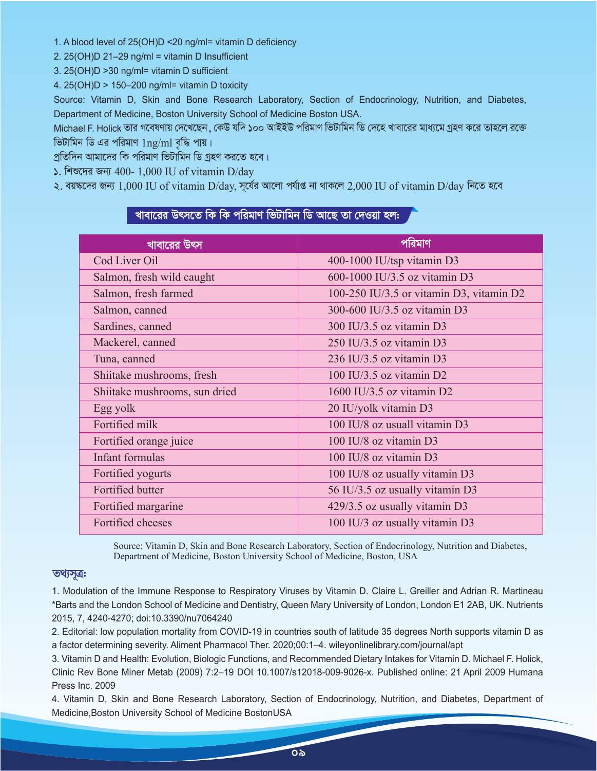1. A blood level of 25(OH)D <20 ng/ml= vitamin D deficiency
2. 25(OH)D 21–29 ng/ml = vitamin D Insufficient
3. 25(OH)D >30 ng/ml= vitamin D sufficient
4. 25(OH)D > 150–200 ng/ml= vitamin D toxicity

Source: Vitamin D, Skin and Bone Research Laboratory, Section of Endocrinology, Nutrition, and Diabetes, Department of Medicine, Boston University School of Medicine Boston USA.

Michael F. Holick তার গবেষণায় দেখেছেন, কেউ যদি ১০০ আইইউ পরিমাণ ভিটামিন ডি দেহে খাবারের মাধ্যমে গ্রহণ করে তাহলে রক্তে ভিটামিন ডি এর পরিমাণ 1ng/ml বৃদ্ধি পায়।

প্রতিদিন আমাদের কি পরিমাণ ভিটামিন ডি গ্রহণ করতে হবে।

১. শিশুদের জন্য 400- 1,000 IU of vitamin D/day

২. বয়স্কদের জন্য 1,000 IU of vitamin D/day, সূর্যের আলো পর্যাপ্ত না থাকলে 2,000 IU of vitamin D/day নিতে হবে

## খাবারের উৎসতে কি কি পরিমাণ ভিটামিন ডি আছে তা দেওয়া হল:

| খাবারের উৎস | পরিমাণ |
|---|---|
| Cod Liver Oil | 400-1000 IU/tsp vitamin D3 |
| Salmon, fresh wild caught | 600-1000 IU/3.5 oz vitamin D3 |
| Salmon, fresh farmed | 100-250 IU/3.5 or vitamin D3, vitamin D2 |
| Salmon, canned | 300-600 IU/3.5 oz vitamin D3 |
| Sardines, canned | 300 IU/3.5 oz vitamin D3 |
| Mackerel, canned | 250 IU/3.5 oz vitamin D3 |
| Tuna, canned | 236 IU/3.5 oz vitamin D3 |
| Shiitake mushrooms, fresh | 100 IU/3.5 oz vitamin D2 |
| Shiitake mushrooms, sun dried | 1600 IU/3.5 oz vitamin D2 |
| Egg yolk | 20 IU/yolk vitamin D3 |
| Fortified milk | 100 IU/8 oz usuall vitamin D3 |
| Fortified orange juice | 100 IU/8 oz vitamin D3 |
| Infant formulas | 100 IU/8 oz vitamin D3 |
| Fortified yogurts | 100 IU/8 oz usually vitamin D3 |
| Fortified butter | 56 IU/3.5 oz usually vitamin D3 |
| Fortified margarine | 429/3.5 oz usually vitamin D3 |
| Fortified cheeses | 100 IU/3 oz usually vitamin D3 |

Source: Vitamin D, Skin and Bone Research Laboratory, Section of Endocrinology, Nutrition and Diabetes, Department of Medicine, Boston University School of Medicine, Boston, USA

### তথ্যসূত্র:

1. Modulation of the Immune Response to Respiratory Viruses by Vitamin D. Claire L. Greiller and Adrian R. Martineau *Barts and the London School of Medicine and Dentistry, Queen Mary University of London, London E1 2AB, UK. Nutrients 2015, 7, 4240-4270; doi:10.3390/nu7064240
2. Editorial: low population mortality from COVID-19 in countries south of latitude 35 degrees North supports vitamin D as a factor determining severity. Aliment Pharmacol Ther. 2020;00:1–4. wileyonlinelibrary.com/journal/apt
3. Vitamin D and Health: Evolution, Biologic Functions, and Recommended Dietary Intakes for Vitamin D. Michael F. Holick, Clinic Rev Bone Miner Metab (2009) 7:2–19 DOI 10.1007/s12018-009-9026-x. Published online: 21 April 2009 Humana Press Inc. 2009
4. Vitamin D, Skin and Bone Research Laboratory, Section of Endocrinology, Nutrition, and Diabetes, Department of Medicine,Boston University School of Medicine BostonUSA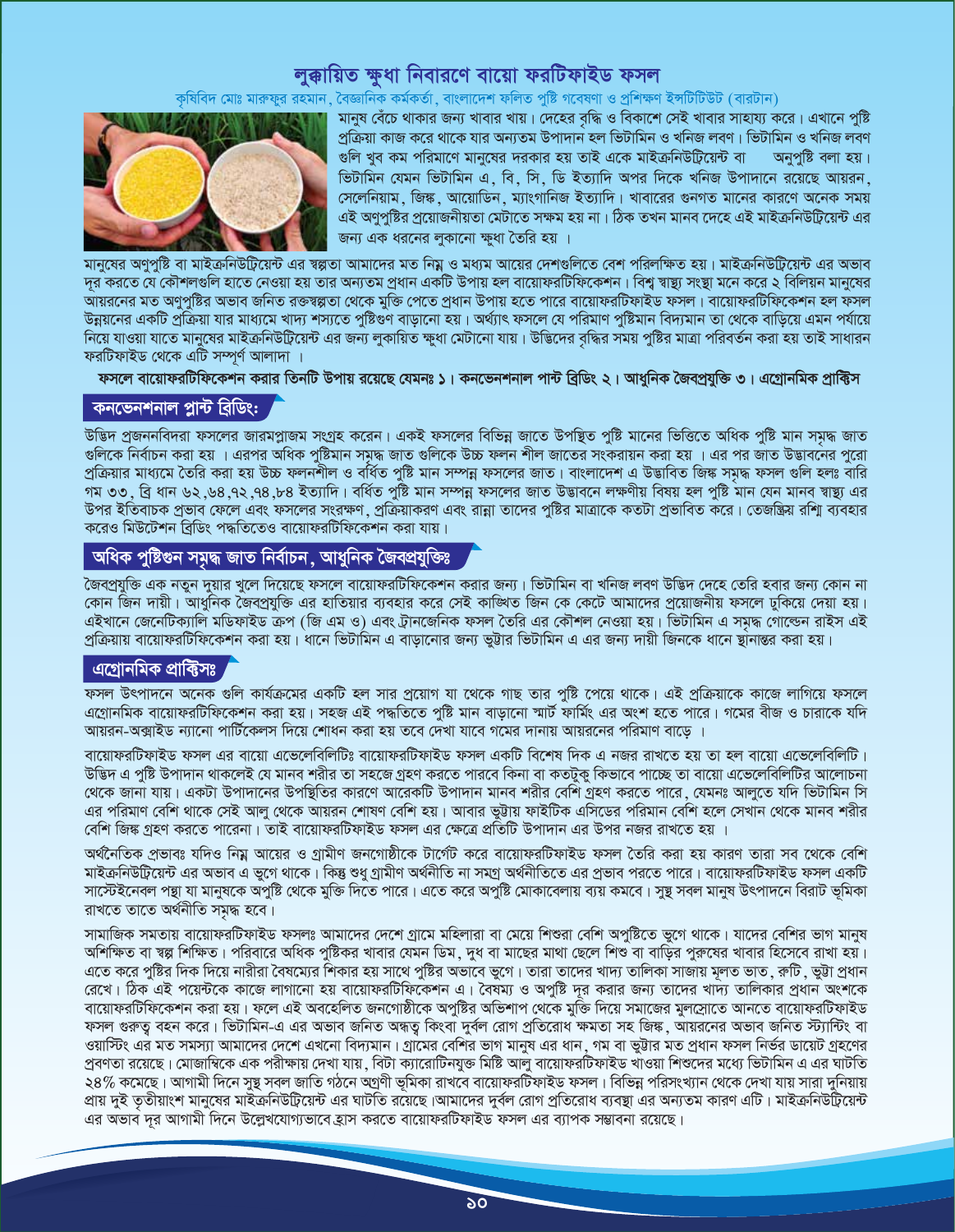# লুক্কায়িত ক্ষুধা নিবারণে বায়ো ফরটিফাইড ফসল

কৃষিবিদ মোঃ মারুফুর রহমান, বৈজ্ঞানিক কর্মকর্তা, বাংলাদেশ ফলিত পুষ্টি গবেষণা ও প্রশিক্ষণ ইন্সটিটিউট (বারটান)

মানুষ বেঁচে থাকার জন্য খাবার খায়। দেহের বৃদ্ধি ও বিকাশে সেই খাবার সাহায্য করে। এখানে পুষ্টি প্রক্রিয়া কাজ করে থাকে যার অন্যতম উপাদান হল ভিটামিন ও খনিজ লবণ। ভিটামিন ও খনিজ লবণ গুলি খুব কম পরিমাণে মানুষের দরকার হয় তাই একে মাইক্রনিউট্রিয়েন্ট বা অনুপুষ্টি বলা হয়। ভিটামিন যেমন ভিটামিন এ, বি, সি, ডি ইত্যাদি অপর দিকে খনিজ উপাদানে রয়েছে আয়রন, সেলেনিয়াম, জিঙ্ক, আয়োডিন, ম্যাংগানিজ ইত্যাদি। খাবারের গুনগত মানের কারণে অনেক সময় এই অণুপুষ্টির প্রয়োজনীয়তা মেটাতে সক্ষম হয় না। ঠিক তখন মানব দেহে এই মাইক্রনিউট্রিয়েন্ট এর জন্য এক ধরনের লুকানো ক্ষুধা তৈরি হয়।

মানুষের অণুপুষ্টি বা মাইক্রনিউট্রিয়েন্ট এর স্বল্পতা আমাদের মত নিম্ন ও মধ্যম আয়ের দেশগুলিতে বেশ পরিলক্ষিত হয়। মাইক্রনিউট্রিয়েন্ট এর অভাব দূর করতে যে কৌশলগুলি হাতে নেওয়া হয় তার অন্যতম প্রধান একটি উপায় হল বায়োফরটিফিকেশন। বিশ্ব স্বাস্থ্য সংস্থা মনে করে ২ বিলিয়ন মানুষের আয়রনের মত অণুপুষ্টির অভাব জনিত রক্তস্বল্পতা থেকে মুক্তি পেতে প্রধান উপায় হতে পারে বায়োফরটিফাইড ফসল। বায়োফরটিফিকেশন হল ফসল উন্নয়নের একটি প্রক্রিয়া যার মাধ্যমে খাদ্য শস্যতে পুষ্টিগুণ বাড়ানো হয়। অর্থ্যাৎ ফসলে যে পরিমাণ পুষ্টিমান বিদ্যমান তা থেকে বাড়িয়ে এমন পর্যায়ে নিয়ে যাওয়া যাতে মানুষের মাইক্রনিউট্রিয়েন্ট এর জন্য লুকায়িত ক্ষুধা মেটানো যায়। উদ্ভিদের বৃদ্ধির সময় পুষ্টির মাত্রা পরিবর্তন করা হয় তাই সাধারন ফরটিফাইড থেকে এটি সম্পূর্ণ আলাদা।

**ফসলে বায়োফরটিফিকেশন করার তিনটি উপায় রয়েছে যেমনঃ ১। কনভেনশনাল প্লান্ট ব্রিডিং ২। আধুনিক জৈবপ্রযুক্তি ৩। এগ্রোনমিক প্রাক্টিস**

## কনভেনশনাল প্লান্ট ব্রিডিংঃ

উদ্ভিদ প্রজননবিদরা ফসলের জারমপ্লাজম সংগ্রহ করেন। একই ফসলের বিভিন্ন জাতে উপস্থিত পুষ্টি মানের ভিত্তিতে অধিক পুষ্টি মান সমৃদ্ধ জাত গুলিকে নির্বাচন করা হয়। এরপর অধিক পুষ্টিমান সমৃদ্ধ জাত গুলিকে উচ্চ ফলন শীল জাতের সংকরায়ন করা হয়। এর পর জাত উদ্ভাবনের পুরো প্রক্রিয়ার মাধ্যমে তৈরি করা হয় উচ্চ ফলনশীল ও বর্ধিত পুষ্টি মান সম্পন্ন ফসলের জাত। বাংলাদেশ এ উদ্ভাবিত জিঙ্ক সমৃদ্ধ ফসল গুলি হলঃ বারি গম ৩৩, ব্রি ধান ৬২,৬৪,৭২,৭৪,৮৪ ইত্যাদি। বর্ধিত পুষ্টি মান সম্পন্ন ফসলের জাত উদ্ভাবনে লক্ষণীয় বিষয় হল পুষ্টি মান যেন মানব স্বাস্থ্য এর উপর ইতিবাচক প্রভাব ফেলে এবং ফসলের সংরক্ষণ, প্রক্রিয়াকরণ এবং রান্না তাদের পুষ্টির মাত্রাকে কতটা প্রভাবিত করে। তেজস্ক্রিয় রশ্মি ব্যবহার করেও মিউটেশন ব্রিডিং পদ্ধতিতেও বায়োফরটিফিকেশন করা যায়।

## অধিক পুষ্টিগুন সমৃদ্ধ জাত নির্বাচন, আধুনিক জৈবপ্রযুক্তিঃ

জৈবপ্রযুক্তি এক নতুন দুয়ার খুলে দিয়েছে ফসলে বায়োফরটিফিকেশন করার জন্য। ভিটামিন বা খনিজ লবণ উদ্ভিদ দেহে তেরি হবার জন্য কোন না কোন জিন দায়ী। আধুনিক জৈবপ্রযুক্তি এর হাতিয়ার ব্যবহার করে সেই কাঙ্ক্ষিত জিন কে কেটে আমাদের প্রয়োজনীয় ফসলে ঢুকিয়ে দেয়া হয়। এইখানে জেনেটিক্যালি মডিফাইড ক্রপ (জি এম ও) এবং ট্রানজেনিক ফসল তৈরি এর কৌশল নেওয়া হয়। ভিটামিন এ সমৃদ্ধ গোল্ডেন রাইস এই প্রক্রিয়ায় বায়োফরটিফিকেশন করা হয়। ধানে ভিটামিন এ বাড়ানোর জন্য ভুট্টার ভিটামিন এ এর জন্য দায়ী জিনকে ধানে স্থানান্তর করা হয়।

## এগ্রোনমিক প্রাক্টিসঃ

ফসল উৎপাদনে অনেক গুলি কার্যক্রমের একটি হল সার প্রয়োগ যা থেকে গাছ তার পুষ্টি পেয়ে থাকে। এই প্রক্রিয়াকে কাজে লাগিয়ে ফসলে এগ্রোনমিক বায়োফরটিফিকেশন করা হয়। সহজ এই পদ্ধতিতে পুষ্টি মান বাড়ানো স্মার্ট ফার্মিং এর অংশ হতে পারে। গমের বীজ ও চারাকে যদি আয়রন-অক্সাইড ন্যানো পার্টিকেলস দিয়ে শোধন করা হয় তবে দেখা যাবে গমের দানায় আয়রনের পরিমাণ বাড়ে।

বায়োফরটিফাইড ফসল এর বায়ো এভেলেবিলিটিঃ বায়োফরটিফাইড ফসল একটি বিশেষ দিক এ নজর রাখতে হয় তা হল বায়ো এভেলেবিলিটি। উদ্ভিদ এ পুষ্টি উপাদান থাকলেই যে মানব শরীর তা সহজে গ্রহণ করতে পারবে কিনা বা কতটুকু কিভাবে পাচ্ছে তা বায়ো এভেলেবিলিটির আলোচনা থেকে জানা যায়। একটা উপাদানের উপস্থিতির কারণে আরেকটি উপাদান মানব শরীর বেশি গ্রহণ করতে পারে, যেমনঃ আলুতে যদি ভিটামিন সি এর পরিমাণ বেশি থাকে সেই আলু থেকে আয়রন শোষণ বেশি হয়। আবার ভুট্টায় ফাইটিক এসিডের পরিমান বেশি হলে সেখান থেকে মানব শরীর বেশি জিঙ্ক গ্রহণ করতে পারেনা। তাই বায়োফরটিফাইড ফসল এর ক্ষেত্রে প্রতিটি উপাদান এর উপর নজর রাখতে হয়।

অর্থনৈতিক প্রভাবঃ যদিও নিম্ন আয়ের ও গ্রামীণ জনগোষ্ঠীকে টার্গেট করে বায়োফরটিফাইড ফসল তৈরি করা হয় কারণ তারা সব থেকে বেশি মাইক্রনিউট্রিয়েন্ট এর অভাব এ ভুগে থাকে। কিন্তু শুধু গ্রামীণ অর্থনীতি না সমগ্র অর্থনীতিতে এর প্রভাব পরতে পারে। বায়োফরটিফাইড ফসল একটি সাস্টেইনেবল পন্থা যা মানুষকে অপুষ্টি থেকে মুক্তি দিতে পারে। এতে করে অপুষ্টি মোকাবেলায় ব্যয় কমবে। সুস্থ সবল মানুষ উৎপাদনে বিরাট ভূমিকা রাখতে তাতে অর্থনীতি সমৃদ্ধ হবে।

সামাজিক সমতায় বায়োফরটিফাইড ফসলঃ আমাদের দেশে গ্রামে মহিলারা বা মেয়ে শিশুরা বেশি অপুষ্টিতে ভুগে থাকে। যাদের বেশির ভাগ মানুষ অশিক্ষিত বা স্বল্প শিক্ষিত। পরিবারে অধিক পুষ্টিকর খাবার যেমন ডিম, দুধ বা মাছের মাথা ছেলে শিশু বা বাড়ির পুরুষের খাবার হিসেবে রাখা হয়। এতে করে পুষ্টির দিক দিয়ে নারীরা বৈষম্যের শিকার হয় সাথে পুষ্টির অভাবে ভুগে। তারা তাদের খাদ্য তালিকা সাজায় মূলত ভাত, রুটি, ভুট্টা প্রধান রেখে। ঠিক এই পয়েন্টকে কাজে লাগানো হয় বায়োফরটিফিকেশন এ। বৈষম্য ও অপুষ্টি দূর করার জন্য তাদের খাদ্য তালিকার প্রধান অংশকে বায়োফরটিফিকেশন করা হয়। ফলে এই অবহেলিত জনগোষ্ঠীকে অপুষ্টির অভিশাপ থেকে মুক্তি দিয়ে সমাজের মুলস্রোতে আনতে বায়োফরটিফাইড ফসল গুরুত্ব বহন করে। ভিটামিন-এ এর অভাব জনিত অন্ধত্ব কিংবা দুর্বল রোগ প্রতিরোধ ক্ষমতা সহ জিঙ্ক, আয়রনের অভাব জনিত স্ট্যান্টিং বা ওয়াস্টিং এর মত সমস্যা আমাদের দেশে এখনো বিদ্যমান। গ্রামের বেশির ভাগ মানুষ এর ধান, গম বা ভুট্টার মত প্রধান ফসল নির্ভর ডায়েট গ্রহণের প্রবণতা রয়েছে। মোজাম্বিকে এক পরীক্ষায় দেখা যায়, বিটা ক্যারোটিনযুক্ত মিষ্টি আলু বায়োফরটিফাইড খাওয়া শিশুদের মধ্যে ভিটামিন এ এর ঘাটতি ২৪% কমেছে। আগামী দিনে সুস্থ সবল জাতি গঠনে অগ্রণী ভূমিকা রাখবে বায়োফরটিফাইড ফসল। বিভিন্ন পরিসংখ্যান থেকে দেখা যায় সারা দুনিয়ায় প্রায় দুই তৃতীয়াংশ মানুষের মাইক্রনিউট্রিয়েন্ট এর ঘাটতি রয়েছে।আমাদের দুর্বল রোগ প্রতিরোধ ব্যবস্থা এর অন্যতম কারণ এটি। মাইক্রনিউট্রিয়েন্ট এর অভাব দূর আগামী দিনে উল্লেখযোগ্যভাবে হ্রাস করতে বায়োফরটিফাইড ফসল এর ব্যাপক সম্ভাবনা রয়েছে।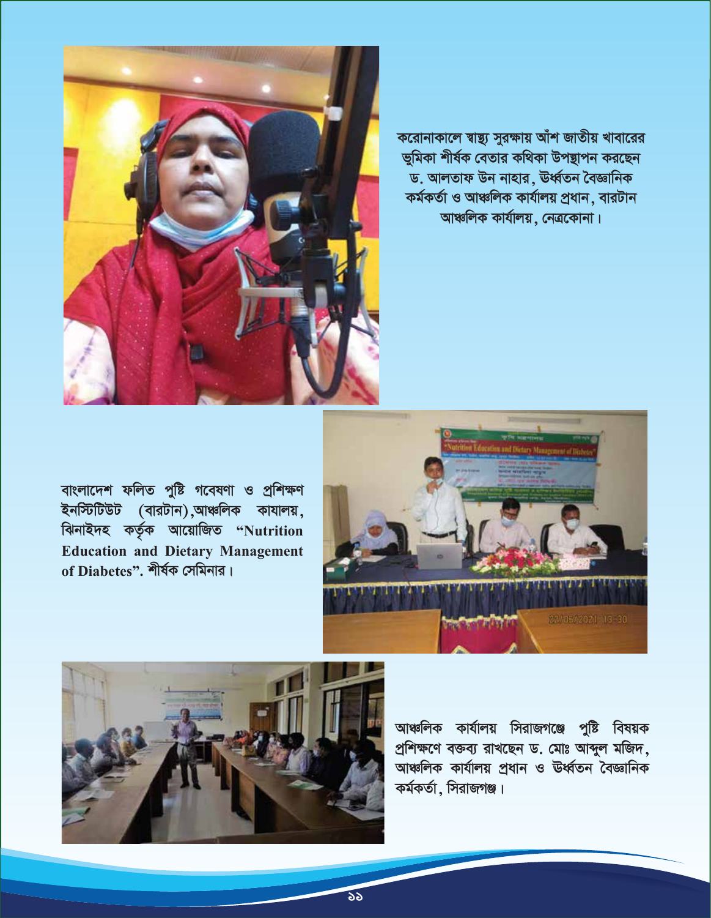করোনাকালে স্বাস্থ্য সুরক্ষায় আঁশ জাতীয় খাবারের ভূমিকা শীর্ষক বেতার কথিকা উপস্থাপন করছেন ড. আলতাফ উন নাহার, উর্ধ্বতন বৈজ্ঞানিক কর্মকর্তা ও আঞ্চলিক কার্যালয় প্রধান, বারটান আঞ্চলিক কার্যালয়, নেত্রকোনা।

বাংলাদেশ ফলিত পুষ্টি গবেষণা ও প্রশিক্ষণ ইনস্টিটিউট (বারটান),আঞ্চলিক কাযালয়, ঝিনাইদহ কর্তৃক আয়োজিত **"Nutrition Education and Dietary Management of Diabetes".** শীর্ষক সেমিনার।

আঞ্চলিক কার্যালয় সিরাজগঞ্জে পুষ্টি বিষয়ক প্রশিক্ষণে বক্তব্য রাখছেন ড. মোঃ আব্দুল মজিদ, আঞ্চলিক কার্যালয় প্রধান ও উর্ধ্বতন বৈজ্ঞানিক কর্মকর্তা, সিরাজগঞ্জ।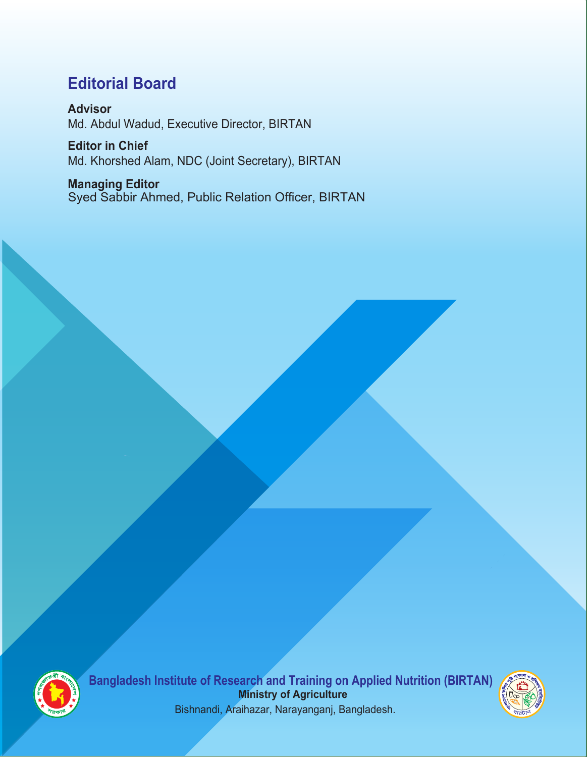## Editorial Board

**Advisor**
Md. Abdul Wadud, Executive Director, BIRTAN

**Editor in Chief**
Md. Khorshed Alam, NDC (Joint Secretary), BIRTAN

**Managing Editor**
Syed Sabbir Ahmed, Public Relation Officer, BIRTAN

**Bangladesh Institute of Research and Training on Applied Nutrition (BIRTAN)**
**Ministry of Agriculture**
Bishnandi, Araihazar, Narayanganj, Bangladesh.